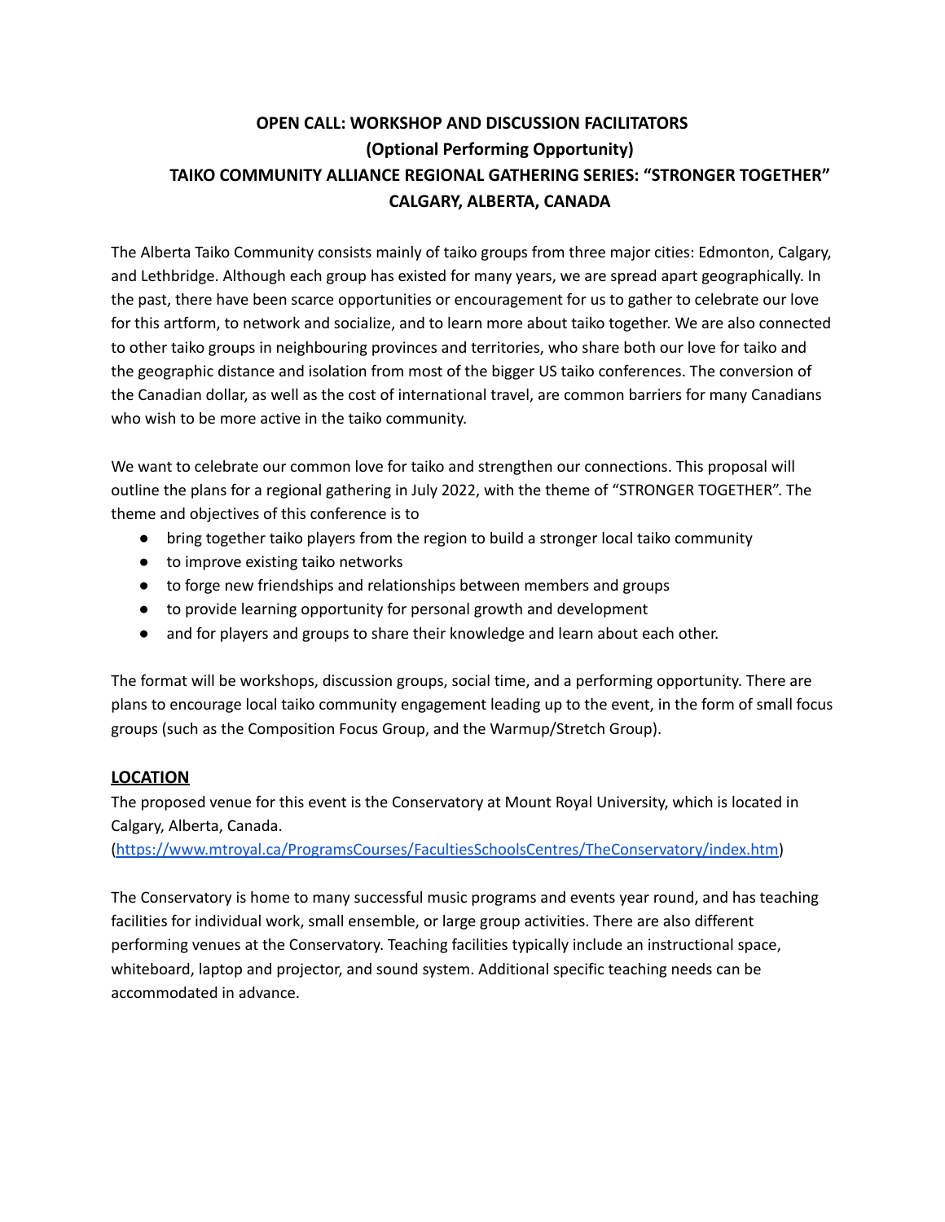# OPEN CALL: WORKSHOP AND DISCUSSION FACILITATORS
## (Optional Performing Opportunity)
## TAIKO COMMUNITY ALLIANCE REGIONAL GATHERING SERIES: "STRONGER TOGETHER"
## CALGARY, ALBERTA, CANADA

The Alberta Taiko Community consists mainly of taiko groups from three major cities: Edmonton, Calgary, and Lethbridge. Although each group has existed for many years, we are spread apart geographically. In the past, there have been scarce opportunities or encouragement for us to gather to celebrate our love for this artform, to network and socialize, and to learn more about taiko together. We are also connected to other taiko groups in neighbouring provinces and territories, who share both our love for taiko and the geographic distance and isolation from most of the bigger US taiko conferences. The conversion of the Canadian dollar, as well as the cost of international travel, are common barriers for many Canadians who wish to be more active in the taiko community.

We want to celebrate our common love for taiko and strengthen our connections. This proposal will outline the plans for a regional gathering in July 2022, with the theme of "STRONGER TOGETHER". The theme and objectives of this conference is to

- bring together taiko players from the region to build a stronger local taiko community
- to improve existing taiko networks
- to forge new friendships and relationships between members and groups
- to provide learning opportunity for personal growth and development
- and for players and groups to share their knowledge and learn about each other.

The format will be workshops, discussion groups, social time, and a performing opportunity. There are plans to encourage local taiko community engagement leading up to the event, in the form of small focus groups (such as the Composition Focus Group, and the Warmup/Stretch Group).

### LOCATION

The proposed venue for this event is the Conservatory at Mount Royal University, which is located in Calgary, Alberta, Canada.
([https://www.mtroyal.ca/ProgramsCourses/FacultiesSchoolsCentres/TheConservatory/index.htm](https://www.mtroyal.ca/ProgramsCourses/FacultiesSchoolsCentres/TheConservatory/index.htm))

The Conservatory is home to many successful music programs and events year round, and has teaching facilities for individual work, small ensemble, or large group activities. There are also different performing venues at the Conservatory. Teaching facilities typically include an instructional space, whiteboard, laptop and projector, and sound system. Additional specific teaching needs can be accommodated in advance.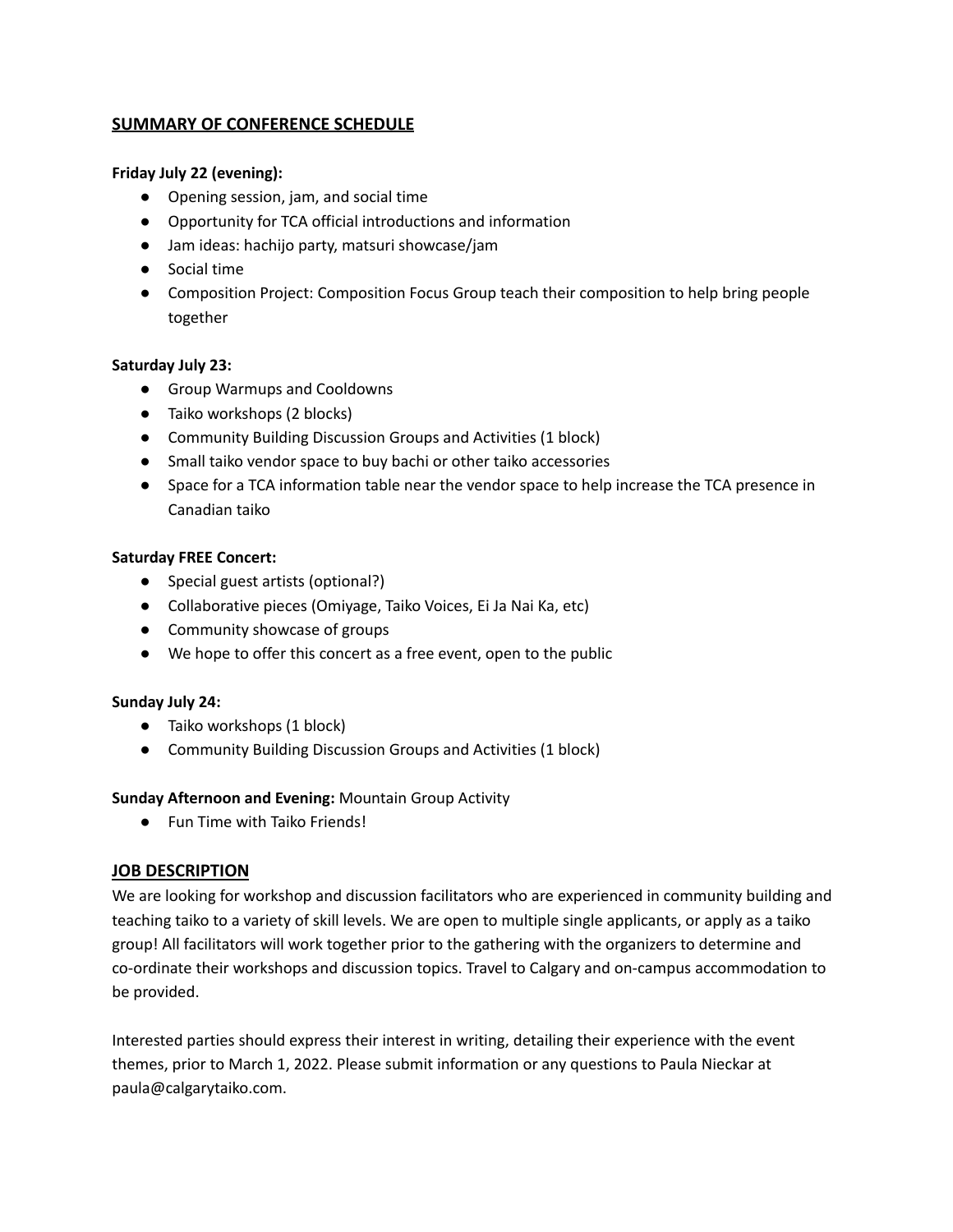## SUMMARY OF CONFERENCE SCHEDULE

**Friday July 22 (evening):**

- Opening session, jam, and social time
- Opportunity for TCA official introductions and information
- Jam ideas: hachijo party, matsuri showcase/jam
- Social time
- Composition Project: Composition Focus Group teach their composition to help bring people together

**Saturday July 23:**

- Group Warmups and Cooldowns
- Taiko workshops (2 blocks)
- Community Building Discussion Groups and Activities (1 block)
- Small taiko vendor space to buy bachi or other taiko accessories
- Space for a TCA information table near the vendor space to help increase the TCA presence in Canadian taiko

**Saturday FREE Concert:**

- Special guest artists (optional?)
- Collaborative pieces (Omiyage, Taiko Voices, Ei Ja Nai Ka, etc)
- Community showcase of groups
- We hope to offer this concert as a free event, open to the public

**Sunday July 24:**

- Taiko workshops (1 block)
- Community Building Discussion Groups and Activities (1 block)

**Sunday Afternoon and Evening:** Mountain Group Activity

- Fun Time with Taiko Friends!

## JOB DESCRIPTION

We are looking for workshop and discussion facilitators who are experienced in community building and teaching taiko to a variety of skill levels. We are open to multiple single applicants, or apply as a taiko group! All facilitators will work together prior to the gathering with the organizers to determine and co-ordinate their workshops and discussion topics. Travel to Calgary and on-campus accommodation to be provided.

Interested parties should express their interest in writing, detailing their experience with the event themes, prior to March 1, 2022. Please submit information or any questions to Paula Nieckar at paula@calgarytaiko.com.